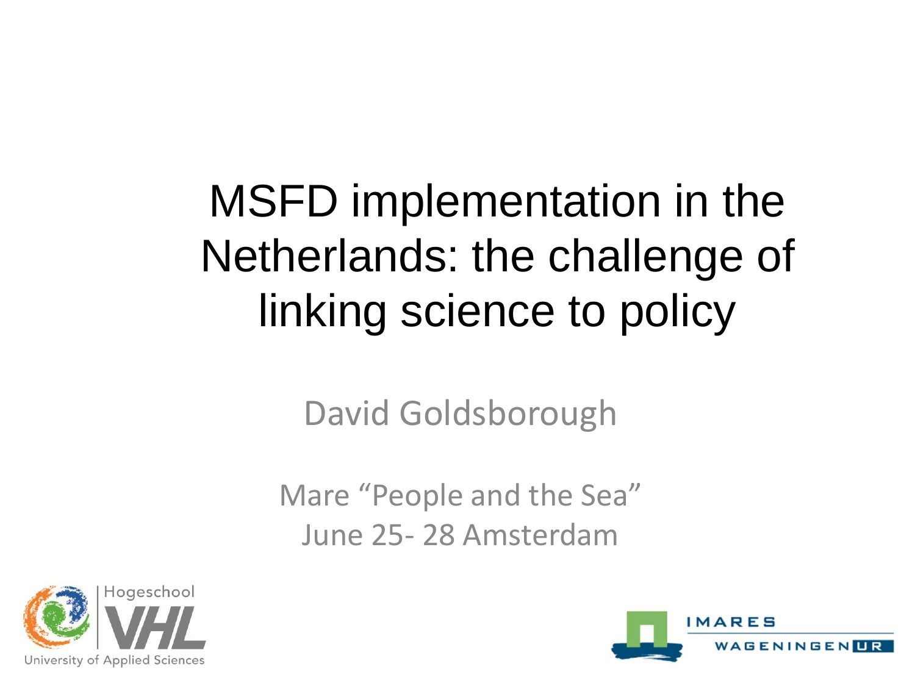# MSFD implementation in the Netherlands: the challenge of linking science to policy

David Goldsborough

Mare "People and the Sea"
June 25- 28 Amsterdam

Hogeschool VHL
University of Applied Sciences

IMARES
WAGENINGEN UR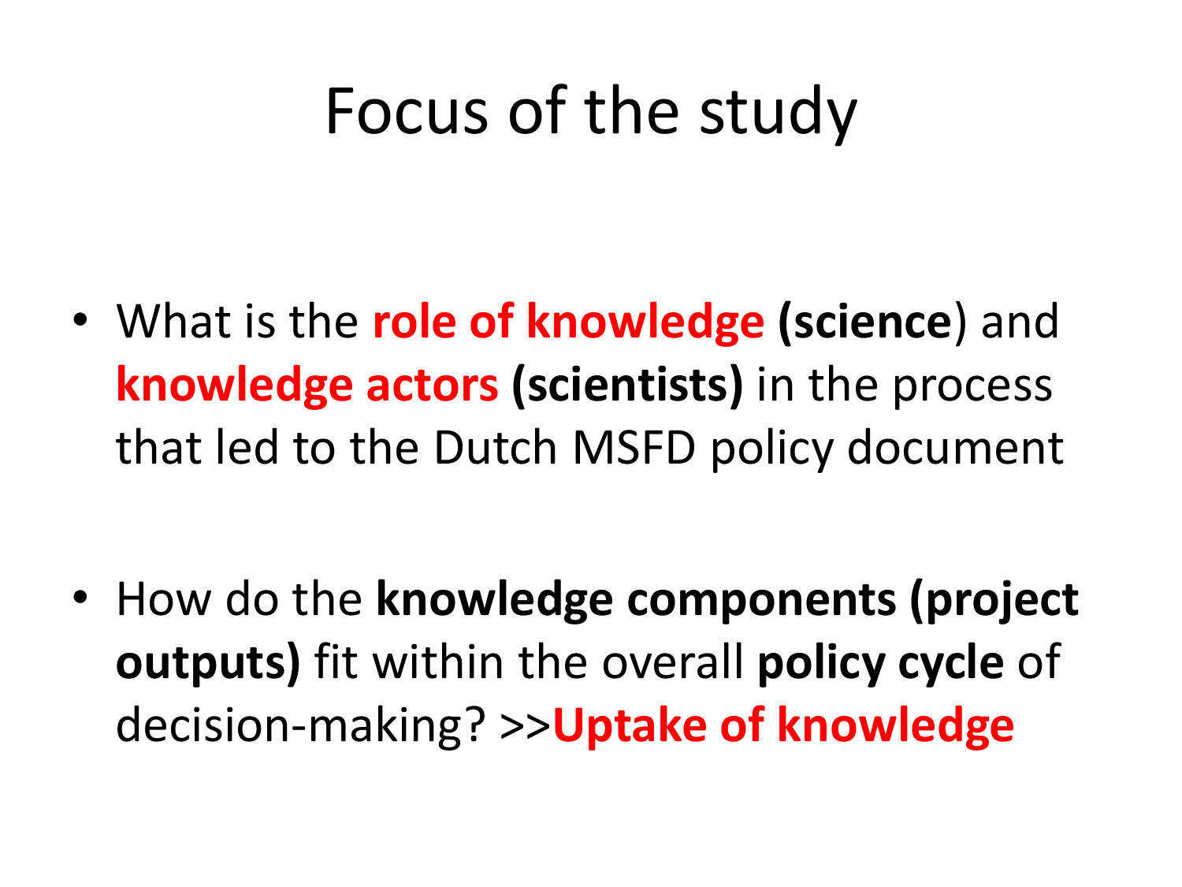# Focus of the study

- What is the **role of knowledge** (**science**) and **knowledge actors** **(scientists)** in the process that led to the Dutch MSFD policy document

- How do the **knowledge components (project outputs)** fit within the overall **policy cycle** of decision-making? >>**Uptake of knowledge**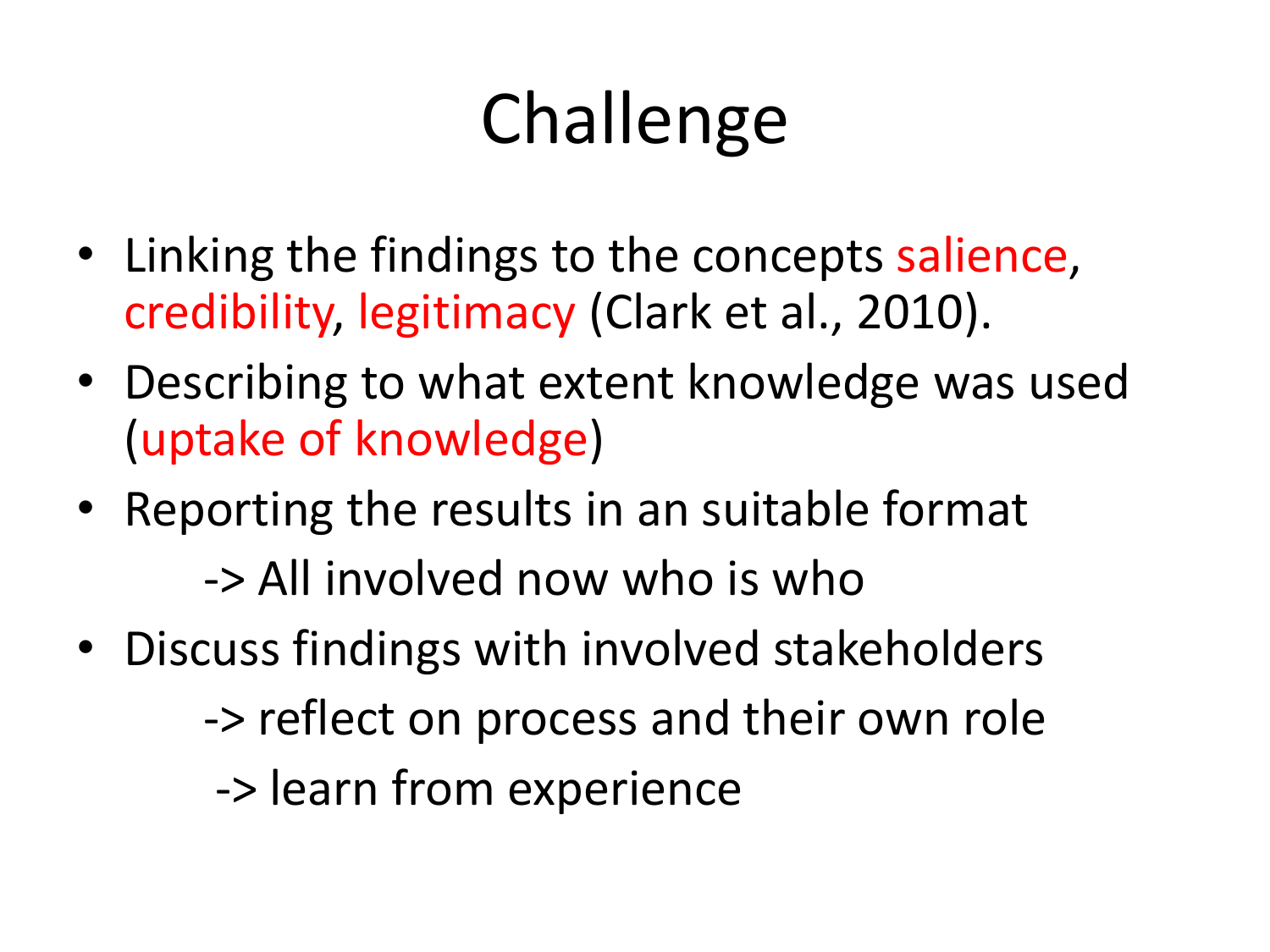# Challenge

- Linking the findings to the concepts salience, credibility, legitimacy (Clark et al., 2010).
- Describing to what extent knowledge was used (uptake of knowledge)
- Reporting the results in an suitable format
  - -> All involved now who is who
- Discuss findings with involved stakeholders
  - -> reflect on process and their own role
  - -> learn from experience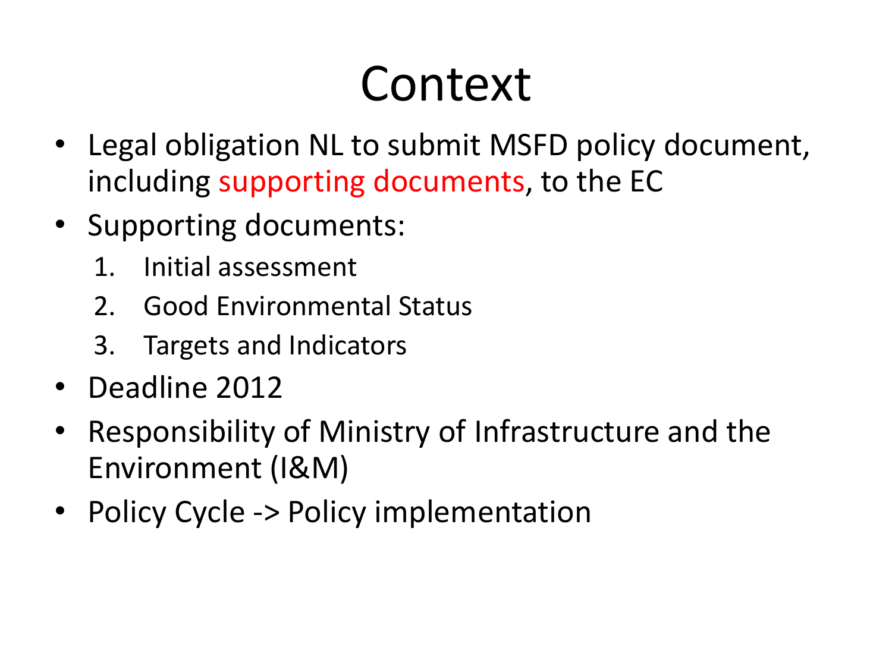# Context

- Legal obligation NL to submit MSFD policy document, including supporting documents, to the EC
- Supporting documents:
  1. Initial assessment
  2. Good Environmental Status
  3. Targets and Indicators
- Deadline 2012
- Responsibility of Ministry of Infrastructure and the Environment (I&M)
- Policy Cycle -> Policy implementation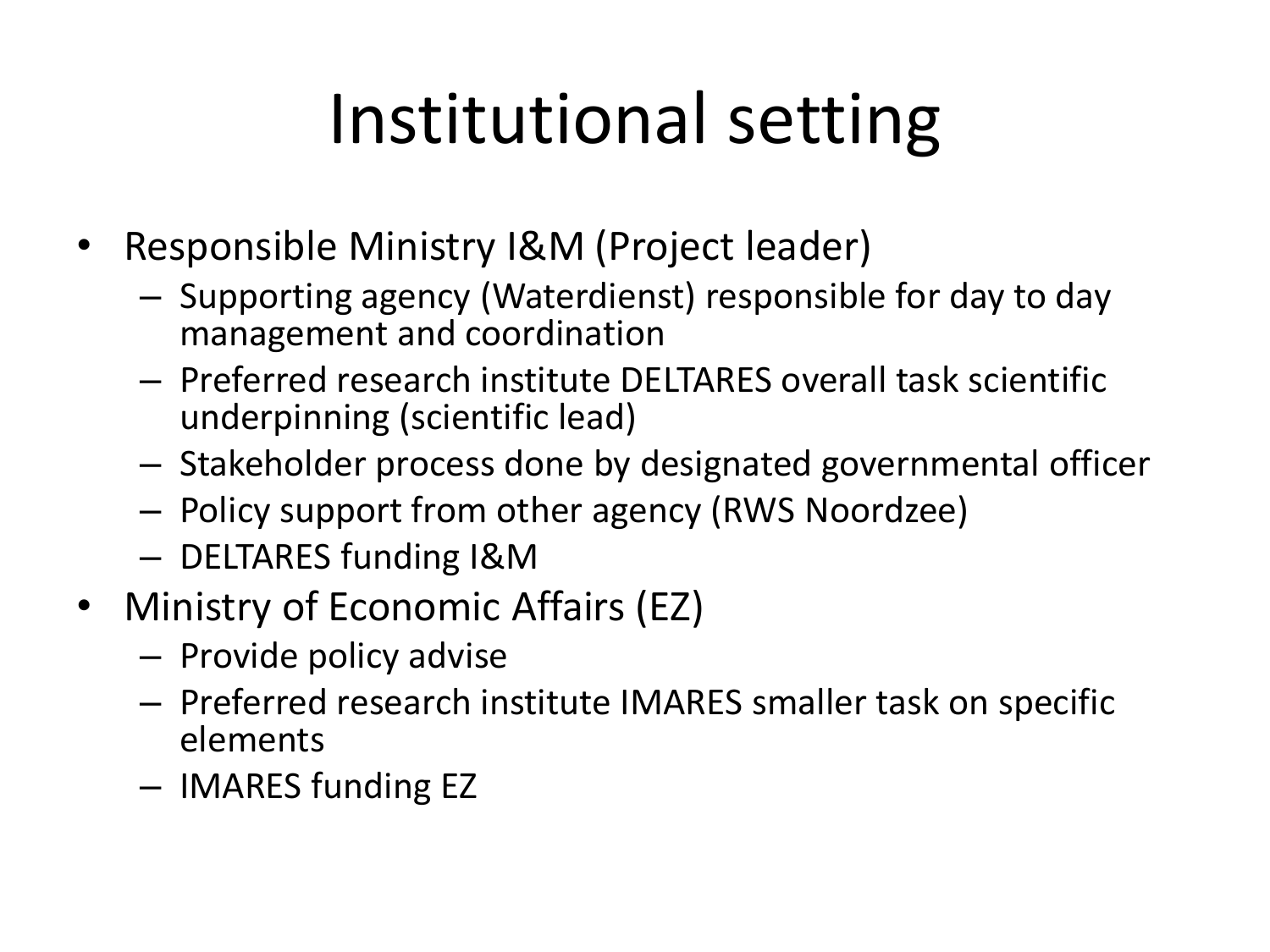# Institutional setting

- Responsible Ministry I&M (Project leader)
  - Supporting agency (Waterdienst) responsible for day to day management and coordination
  - Preferred research institute DELTARES overall task scientific underpinning (scientific lead)
  - Stakeholder process done by designated governmental officer
  - Policy support from other agency (RWS Noordzee)
  - DELTARES funding I&M
- Ministry of Economic Affairs (EZ)
  - Provide policy advise
  - Preferred research institute IMARES smaller task on specific elements
  - IMARES funding EZ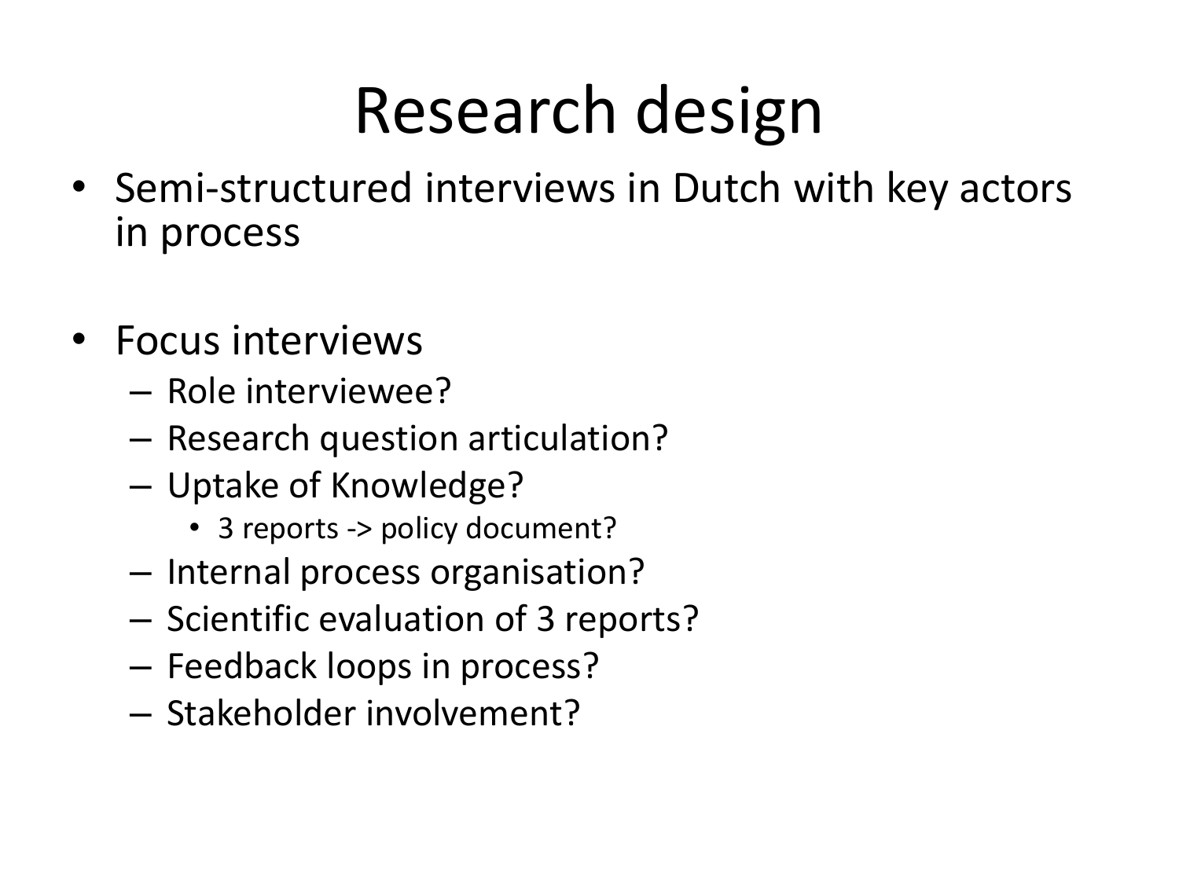# Research design

- Semi-structured interviews in Dutch with key actors in process

- Focus interviews
  - Role interviewee?
  - Research question articulation?
  - Uptake of Knowledge?
    - 3 reports -> policy document?
  - Internal process organisation?
  - Scientific evaluation of 3 reports?
  - Feedback loops in process?
  - Stakeholder involvement?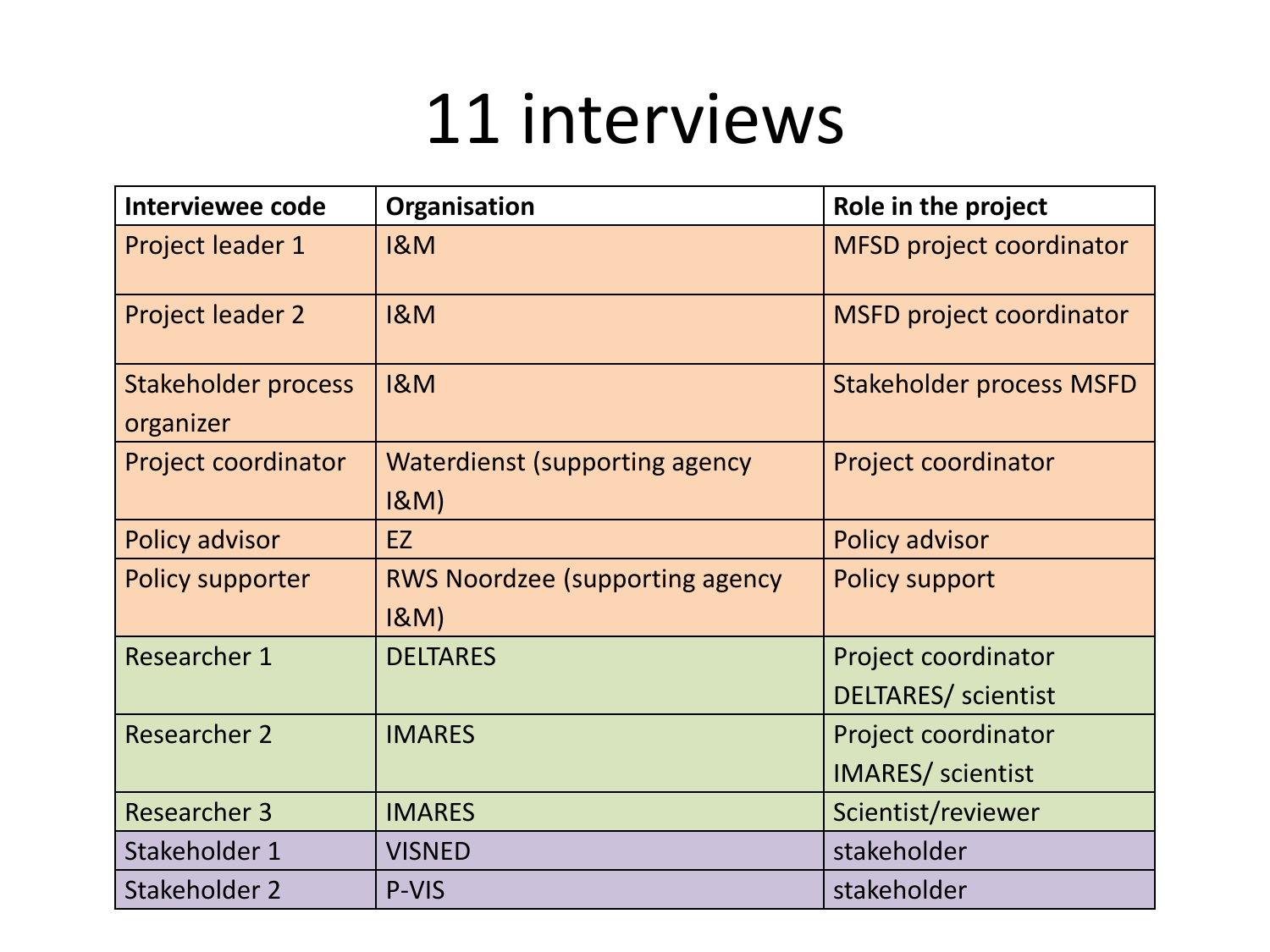# 11 interviews

| Interviewee code | Organisation | Role in the project |
|---|---|---|
| Project leader 1 | I&M | MFSD project coordinator |
| Project leader 2 | I&M | MSFD project coordinator |
| Stakeholder process organizer | I&M | Stakeholder process MSFD |
| Project coordinator | Waterdienst (supporting agency I&M) | Project coordinator |
| Policy advisor | EZ | Policy advisor |
| Policy supporter | RWS Noordzee (supporting agency I&M) | Policy support |
| Researcher 1 | DELTARES | Project coordinator DELTARES/ scientist |
| Researcher 2 | IMARES | Project coordinator IMARES/ scientist |
| Researcher 3 | IMARES | Scientist/reviewer |
| Stakeholder 1 | VISNED | stakeholder |
| Stakeholder 2 | P-VIS | stakeholder |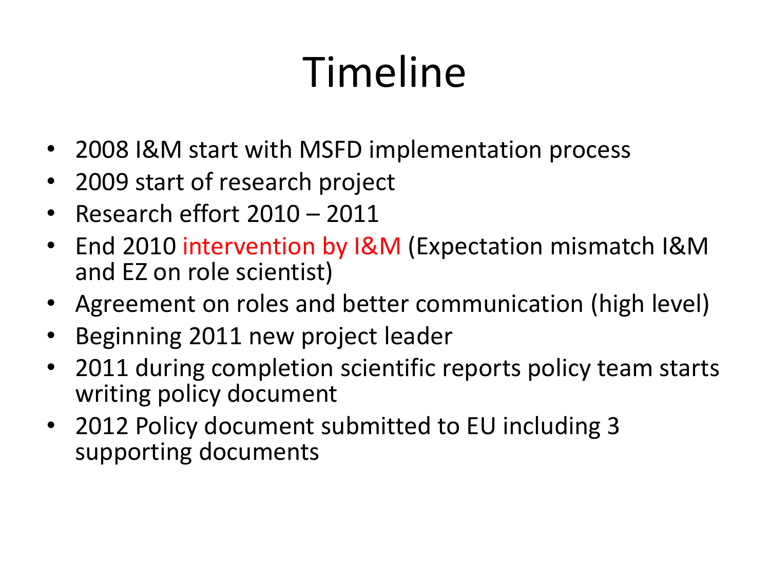# Timeline

- 2008 I&M start with MSFD implementation process
- 2009 start of research project
- Research effort 2010 – 2011
- End 2010 intervention by I&M (Expectation mismatch I&M and EZ on role scientist)
- Agreement on roles and better communication (high level)
- Beginning 2011 new project leader
- 2011 during completion scientific reports policy team starts writing policy document
- 2012 Policy document submitted to EU including 3 supporting documents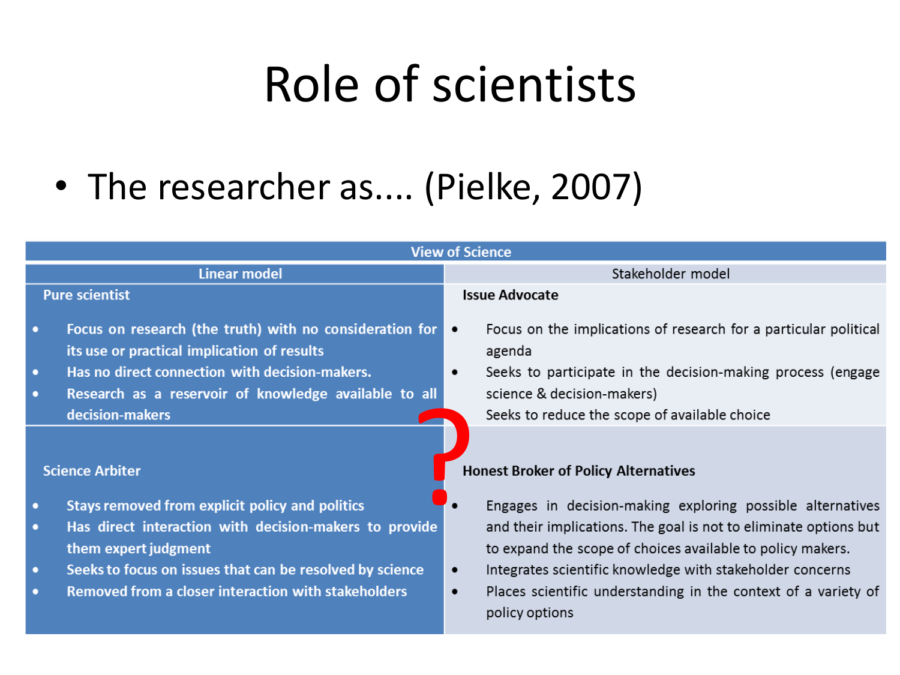# Role of scientists

- The researcher as.... (Pielke, 2007)

| View of Science | |
| --- | --- |
| **Linear model** | **Stakeholder model** |
| **Pure scientist**<br>• Focus on research (the truth) with no consideration for its use or practical implication of results<br>• Has no direct connection with decision-makers.<br>• Research as a reservoir of knowledge available to all decision-makers | **Issue Advocate**<br>• Focus on the implications of research for a particular political agenda<br>• Seeks to participate in the decision-making process (engage science & decision-makers)<br>Seeks to reduce the scope of available choice |
| **Science Arbiter**<br>• Stays removed from explicit policy and politics<br>• Has direct interaction with decision-makers to provide them expert judgment<br>• Seeks to focus on issues that can be resolved by science<br>• Removed from a closer interaction with stakeholders | **Honest Broker of Policy Alternatives**<br>• Engages in decision-making exploring possible alternatives and their implications. The goal is not to eliminate options but to expand the scope of choices available to policy makers.<br>• Integrates scientific knowledge with stakeholder concerns<br>• Places scientific understanding in the context of a variety of policy options |

?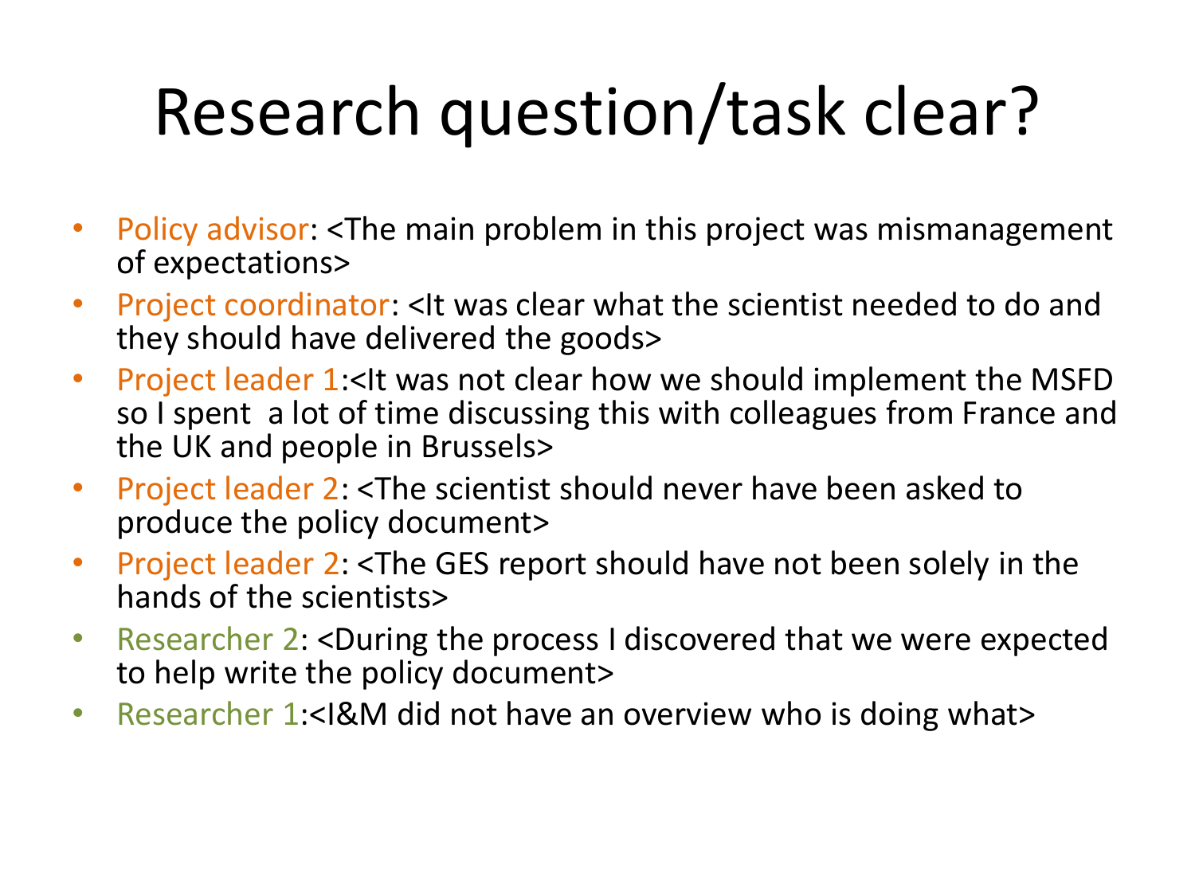# Research question/task clear?

- Policy advisor: <The main problem in this project was mismanagement of expectations>
- Project coordinator: <It was clear what the scientist needed to do and they should have delivered the goods>
- Project leader 1:<It was not clear how we should implement the MSFD so I spent a lot of time discussing this with colleagues from France and the UK and people in Brussels>
- Project leader 2: <The scientist should never have been asked to produce the policy document>
- Project leader 2: <The GES report should have not been solely in the hands of the scientists>
- Researcher 2: <During the process I discovered that we were expected to help write the policy document>
- Researcher 1:<I&M did not have an overview who is doing what>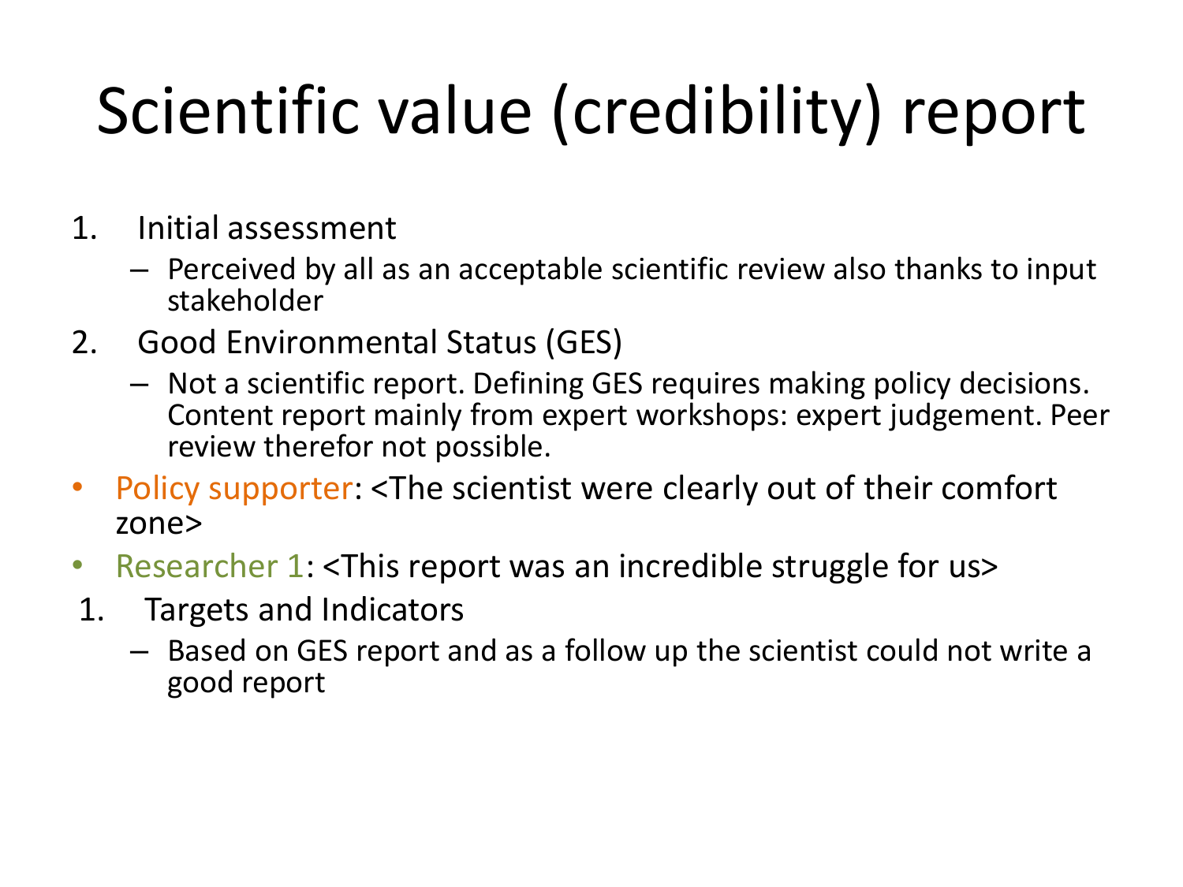# Scientific value (credibility) report

1. Initial assessment
   - Perceived by all as an acceptable scientific review also thanks to input stakeholder
2. Good Environmental Status (GES)
   - Not a scientific report. Defining GES requires making policy decisions. Content report mainly from expert workshops: expert judgement. Peer review therefor not possible.

- Policy supporter: <The scientist were clearly out of their comfort zone>
- Researcher 1: <This report was an incredible struggle for us>

1. Targets and Indicators
   - Based on GES report and as a follow up the scientist could not write a good report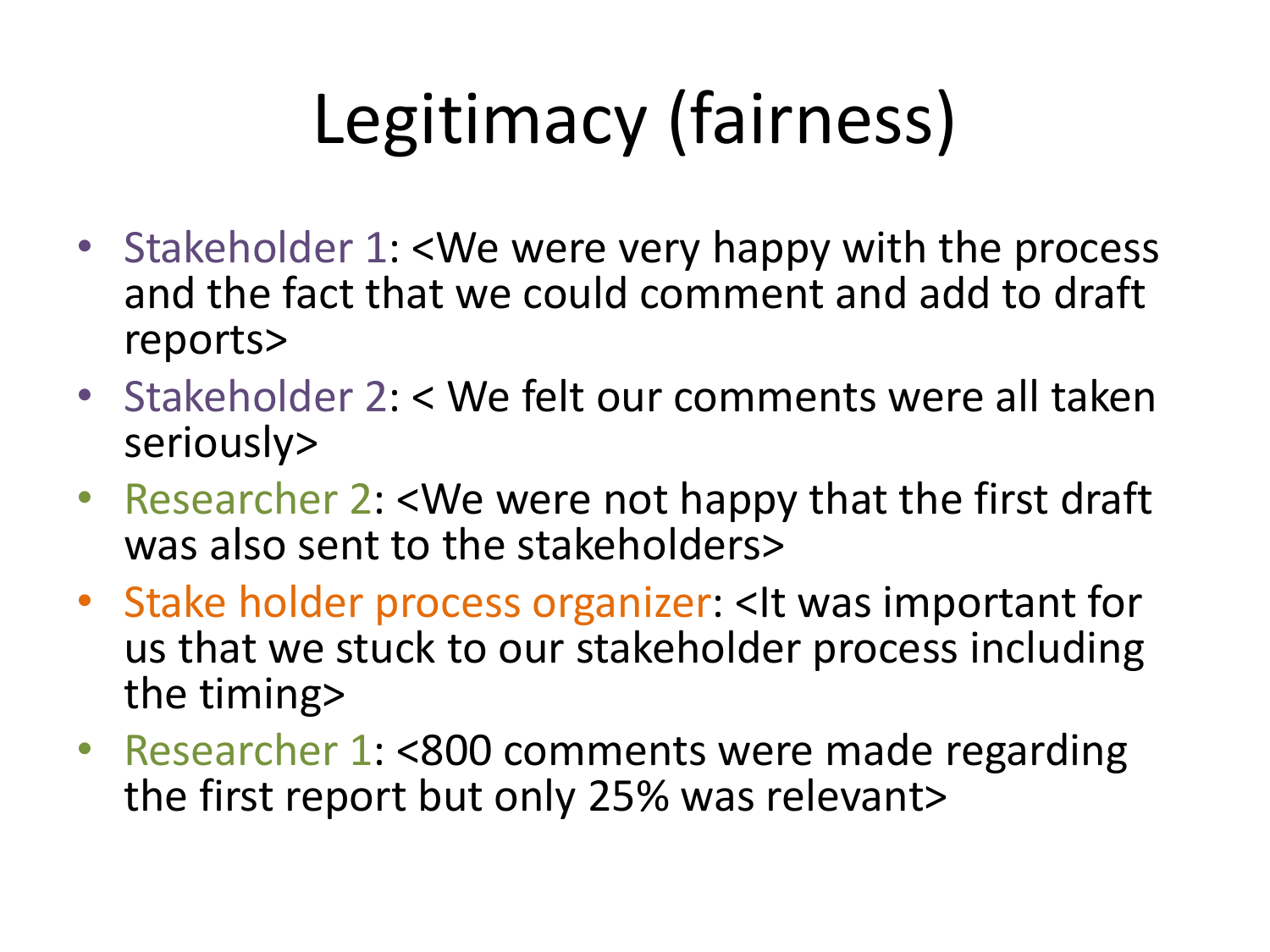# Legitimacy (fairness)

- Stakeholder 1: <We were very happy with the process and the fact that we could comment and add to draft reports>
- Stakeholder 2: < We felt our comments were all taken seriously>
- Researcher 2: <We were not happy that the first draft was also sent to the stakeholders>
- Stake holder process organizer: <It was important for us that we stuck to our stakeholder process including the timing>
- Researcher 1: <800 comments were made regarding the first report but only 25% was relevant>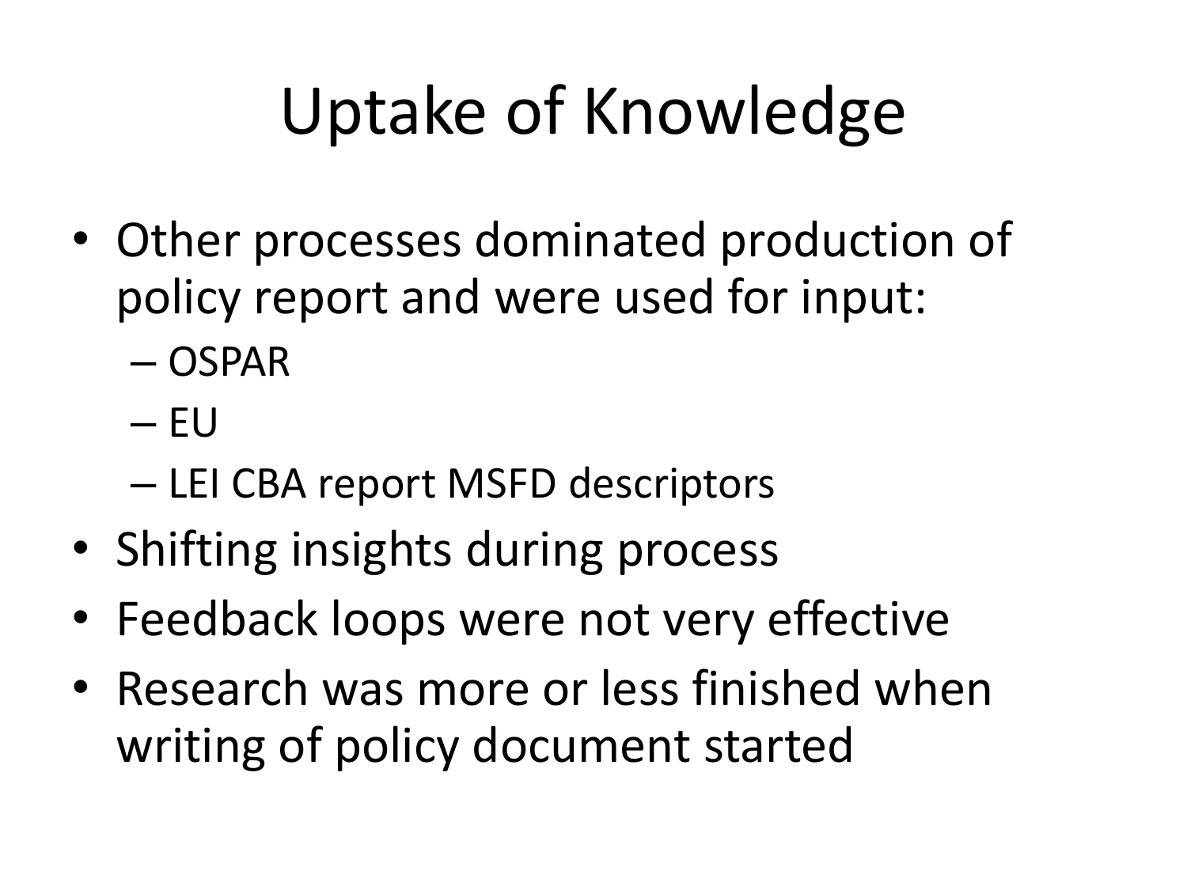# Uptake of Knowledge

- Other processes dominated production of policy report and were used for input:
  - OSPAR
  - EU
  - LEI CBA report MSFD descriptors
- Shifting insights during process
- Feedback loops were not very effective
- Research was more or less finished when writing of policy document started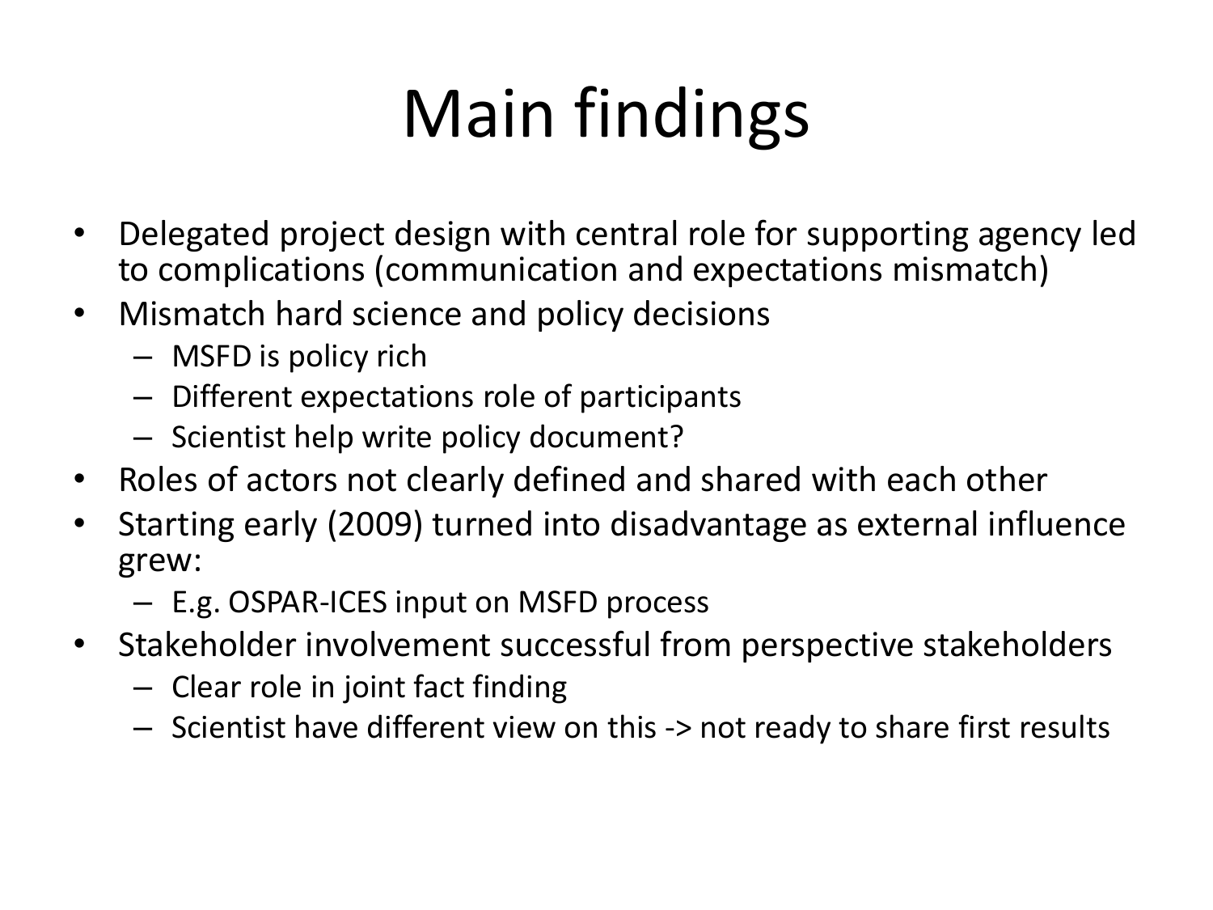# Main findings

- Delegated project design with central role for supporting agency led to complications (communication and expectations mismatch)
- Mismatch hard science and policy decisions
  - MSFD is policy rich
  - Different expectations role of participants
  - Scientist help write policy document?
- Roles of actors not clearly defined and shared with each other
- Starting early (2009) turned into disadvantage as external influence grew:
  - E.g. OSPAR-ICES input on MSFD process
- Stakeholder involvement successful from perspective stakeholders
  - Clear role in joint fact finding
  - Scientist have different view on this -> not ready to share first results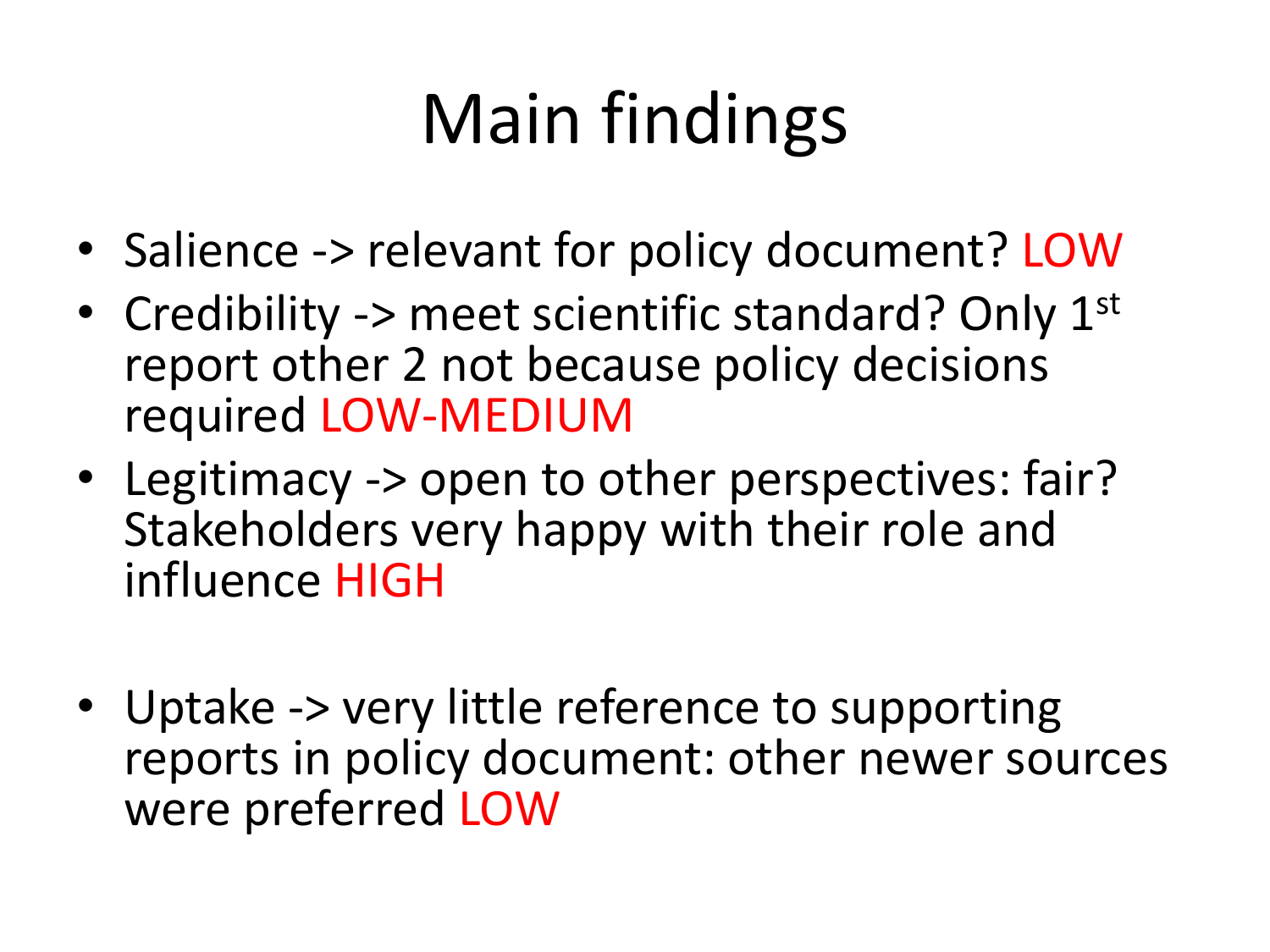# Main findings

- Salience -> relevant for policy document? LOW
- Credibility -> meet scientific standard? Only 1st report other 2 not because policy decisions required LOW-MEDIUM
- Legitimacy -> open to other perspectives: fair? Stakeholders very happy with their role and influence HIGH

- Uptake -> very little reference to supporting reports in policy document: other newer sources were preferred LOW